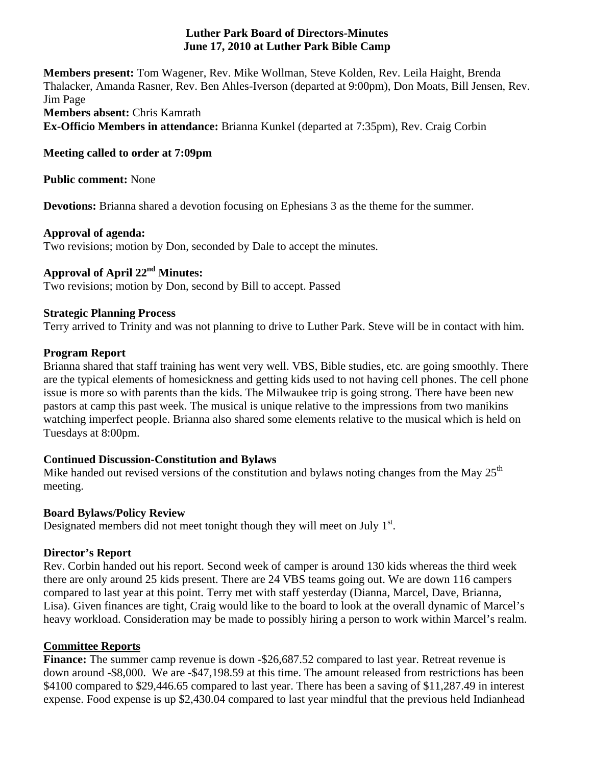# Luther Park Board of Directors-Minutes
## June 17, 2010 at Luther Park Bible Camp

**Members present:** Tom Wagener, Rev. Mike Wollman, Steve Kolden, Rev. Leila Haight, Brenda Thalacker, Amanda Rasner, Rev. Ben Ahles-Iverson (departed at 9:00pm), Don Moats, Bill Jensen, Rev. Jim Page

**Members absent:** Chris Kamrath

**Ex-Officio Members in attendance:** Brianna Kunkel (departed at 7:35pm), Rev. Craig Corbin

**Meeting called to order at 7:09pm**

**Public comment:** None

**Devotions:** Brianna shared a devotion focusing on Ephesians 3 as the theme for the summer.

**Approval of agenda:**
Two revisions; motion by Don, seconded by Dale to accept the minutes.

**Approval of April 22nd Minutes:**
Two revisions; motion by Don, second by Bill to accept. Passed

**Strategic Planning Process**
Terry arrived to Trinity and was not planning to drive to Luther Park. Steve will be in contact with him.

**Program Report**
Brianna shared that staff training has went very well. VBS, Bible studies, etc. are going smoothly. There are the typical elements of homesickness and getting kids used to not having cell phones. The cell phone issue is more so with parents than the kids. The Milwaukee trip is going strong. There have been new pastors at camp this past week. The musical is unique relative to the impressions from two manikins watching imperfect people. Brianna also shared some elements relative to the musical which is held on Tuesdays at 8:00pm.

**Continued Discussion-Constitution and Bylaws**
Mike handed out revised versions of the constitution and bylaws noting changes from the May 25th meeting.

**Board Bylaws/Policy Review**
Designated members did not meet tonight though they will meet on July 1st.

**Director's Report**
Rev. Corbin handed out his report. Second week of camper is around 130 kids whereas the third week there are only around 25 kids present. There are 24 VBS teams going out. We are down 116 campers compared to last year at this point. Terry met with staff yesterday (Dianna, Marcel, Dave, Brianna, Lisa). Given finances are tight, Craig would like to the board to look at the overall dynamic of Marcel's heavy workload. Consideration may be made to possibly hiring a person to work within Marcel's realm.

**Committee Reports**

**Finance:** The summer camp revenue is down -$26,687.52 compared to last year. Retreat revenue is down around -$8,000. We are -$47,198.59 at this time. The amount released from restrictions has been $4100 compared to $29,446.65 compared to last year. There has been a saving of $11,287.49 in interest expense. Food expense is up $2,430.04 compared to last year mindful that the previous held Indianhead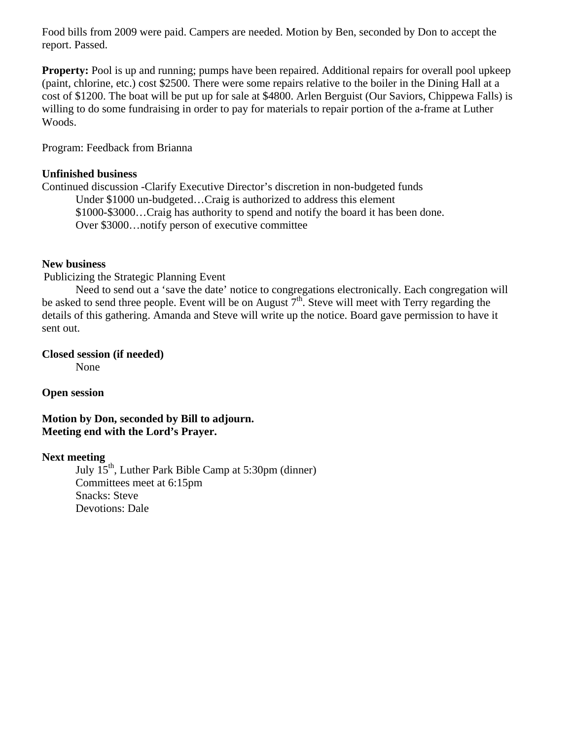Food bills from 2009 were paid. Campers are needed. Motion by Ben, seconded by Don to accept the report. Passed.

**Property:** Pool is up and running; pumps have been repaired. Additional repairs for overall pool upkeep (paint, chlorine, etc.) cost $2500. There were some repairs relative to the boiler in the Dining Hall at a cost of $1200. The boat will be put up for sale at $4800. Arlen Berguist (Our Saviors, Chippewa Falls) is willing to do some fundraising in order to pay for materials to repair portion of the a-frame at Luther Woods.

Program: Feedback from Brianna

**Unfinished business**

Continued discussion -Clarify Executive Director's discretion in non-budgeted funds

Under $1000 un-budgeted…Craig is authorized to address this element

$1000-$3000…Craig has authority to spend and notify the board it has been done.

Over $3000…notify person of executive committee

**New business**

Publicizing the Strategic Planning Event

Need to send out a 'save the date' notice to congregations electronically. Each congregation will be asked to send three people. Event will be on August 7th. Steve will meet with Terry regarding the details of this gathering. Amanda and Steve will write up the notice. Board gave permission to have it sent out.

**Closed session (if needed)**

None

**Open session**

**Motion by Don, seconded by Bill to adjourn.**
**Meeting end with the Lord's Prayer.**

**Next meeting**

July 15th, Luther Park Bible Camp at 5:30pm (dinner)
Committees meet at 6:15pm
Snacks: Steve
Devotions: Dale